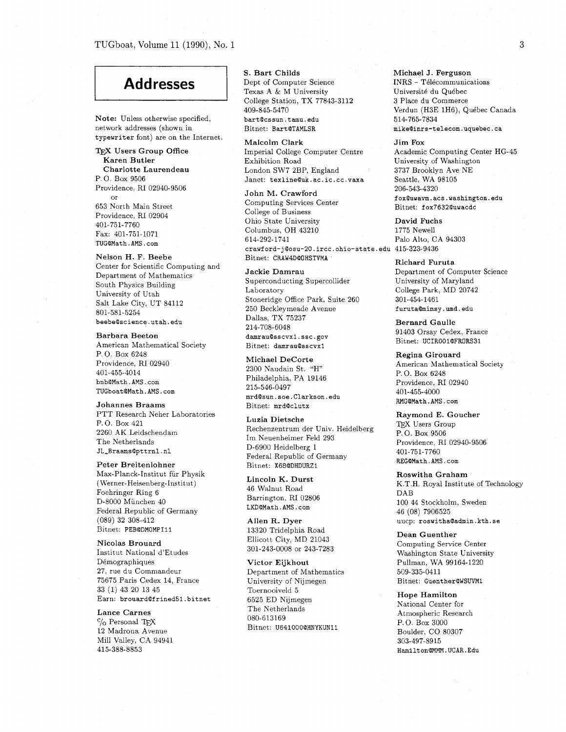# Addresses

**Note:** Unless otherwise specified, network addresses (shown in `typewriter` font) are on the Internet.

**TeX Users Group Office**
**Karen Butler**
**Charlotte Laurendeau**
P. O. Box 9506
Providence, RI 02940-9506
or
653 North Main Street
Providence, RI 02904
401-751-7760
Fax: 401-751-1071
`TUG@Math.AMS.com`

**Nelson H. F. Beebe**
Center for Scientific Computing and Department of Mathematics
South Physics Building
University of Utah
Salt Lake City, UT 84112
801-581-5254
`beebe@science.utah.edu`

**Barbara Beeton**
American Mathematical Society
P. O. Box 6248
Providence, RI 02940
401-455-4014
`bnb@Math.AMS.com`
`TUGboat@Math.AMS.com`

**Johannes Braams**
PTT Research Neher Laboratories
P. O. Box 421
2260 AK Leidschendam
The Netherlands
`JL_Braams@pttrnl.nl`

**Peter Breitenlohner**
Max-Planck-Institut für Physik (Werner-Heisenberg-Institut)
Foehringer Ring 6
D-8000 München 40
Federal Republic of Germany
(089) 32 308-412
Bitnet: `PEB@DMOMPI11`

**Nicolas Brouard**
Institut National d'Etudes Démographiques
27, rue du Commandeur
75675 Paris Cedex 14, France
33 (1) 43 20 13 45
Earn: `brouard@frined51.bitnet`

**Lance Carnes**
c/o Personal TeX
12 Madrona Avenue
Mill Valley, CA 94941
415-388-8853

**S. Bart Childs**
Dept of Computer Science
Texas A & M University
College Station, TX 77843-3112
409-845-5470
`bart@cssun.tamu.edu`
Bitnet: `Bart@TAMLSR`

**Malcolm Clark**
Imperial College Computer Centre
Exhibition Road
London SW7 2BP, England
Janet: `texline@uk.ac.ic.cc.vaxa`

**John M. Crawford**
Computing Services Center
College of Business
Ohio State University
Columbus, OH 43210
614-292-1741
`crawford-j@osu-20.ircc.ohio-state.edu`
Bitnet: `CRAW4D@OHSTVMA`

**Jackie Damrau**
Superconducting Supercollider Laboratory
Stoneridge Office Park, Suite 260
250 Beckleymeade Avenue
Dallas, TX 75237
214-708-6048
`damrau@sscvx1.ssc.gov`
Bitnet: `damrau@sscvx1`

**Michael DeCorte**
2300 Naudain St. "H"
Philadelphia, PA 19146
215-546-0497
`mrd@sun.soe.Clarkson.edu`
Bitnet: `mrd@clutx`

**Luzia Dietsche**
Rechenzentrum der Univ. Heidelberg
Im Neuenheimer Feld 293
D-6900 Heidelberg 1
Federal Republic of Germany
Bitnet: `X68@DHDURZ1`

**Lincoln K. Durst**
46 Walnut Road
Barrington, RI 02806
`LKD@Math.AMS.com`

**Allen R. Dyer**
13320 Tridelphia Road
Ellicott City, MD 21043
301-243-0008 or 243-7283

**Victor Eijkhout**
Department of Mathematics
University of Nijmegen
Toernooiveld 5
6525 ED Nijmegen
The Netherlands
080-613169
Bitnet: `U641000@HNYKUN11`

**Michael J. Ferguson**
INRS – Télécommunications
Université du Québec
3 Place du Commerce
Verdun (H3E 1H6), Québec Canada
514-765-7834
`mike@inrs-telecom.uquebec.ca`

**Jim Fox**
Academic Computing Center HG-45
University of Washington
3737 Brooklyn Ave NE
Seattle, WA 98105
206-543-4320
`fox@uwavm.acs.washington.edu`
Bitnet: `fox7632@uwacdc`

**David Fuchs**
1775 Newell
Palo Alto, CA 94303
415-323-9436

**Richard Furuta**
Department of Computer Science
University of Maryland
College Park, MD 20742
301-454-1461
`furuta@mimsy.umd.edu`

**Bernard Gaulle**
91403 Orsay Cedex, France
Bitnet: `UCIR001@FRORS31`

**Regina Girouard**
American Mathematical Society
P. O. Box 6248
Providence, RI 02940
401-455-4000
`RMG@Math.AMS.com`

**Raymond E. Goucher**
TeX Users Group
P. O. Box 9506
Providence, RI 02940-9506
401-751-7760
`REG@Math.AMS.com`

**Roswitha Graham**
K.T.H. Royal Institute of Technology
DAB
100 44 Stockholm, Sweden
46 (08) 7906525
uucp: `roswitha@admin.kth.se`

**Dean Guenther**
Computing Service Center
Washington State University
Pullman, WA 99164-1220
509-335-0411
Bitnet: `Guenther@WSUVM1`

**Hope Hamilton**
National Center for Atmospheric Research
P. O. Box 3000
Boulder, CO 80307
303-497-8915
`Hamilton@MMM.UCAR.Edu`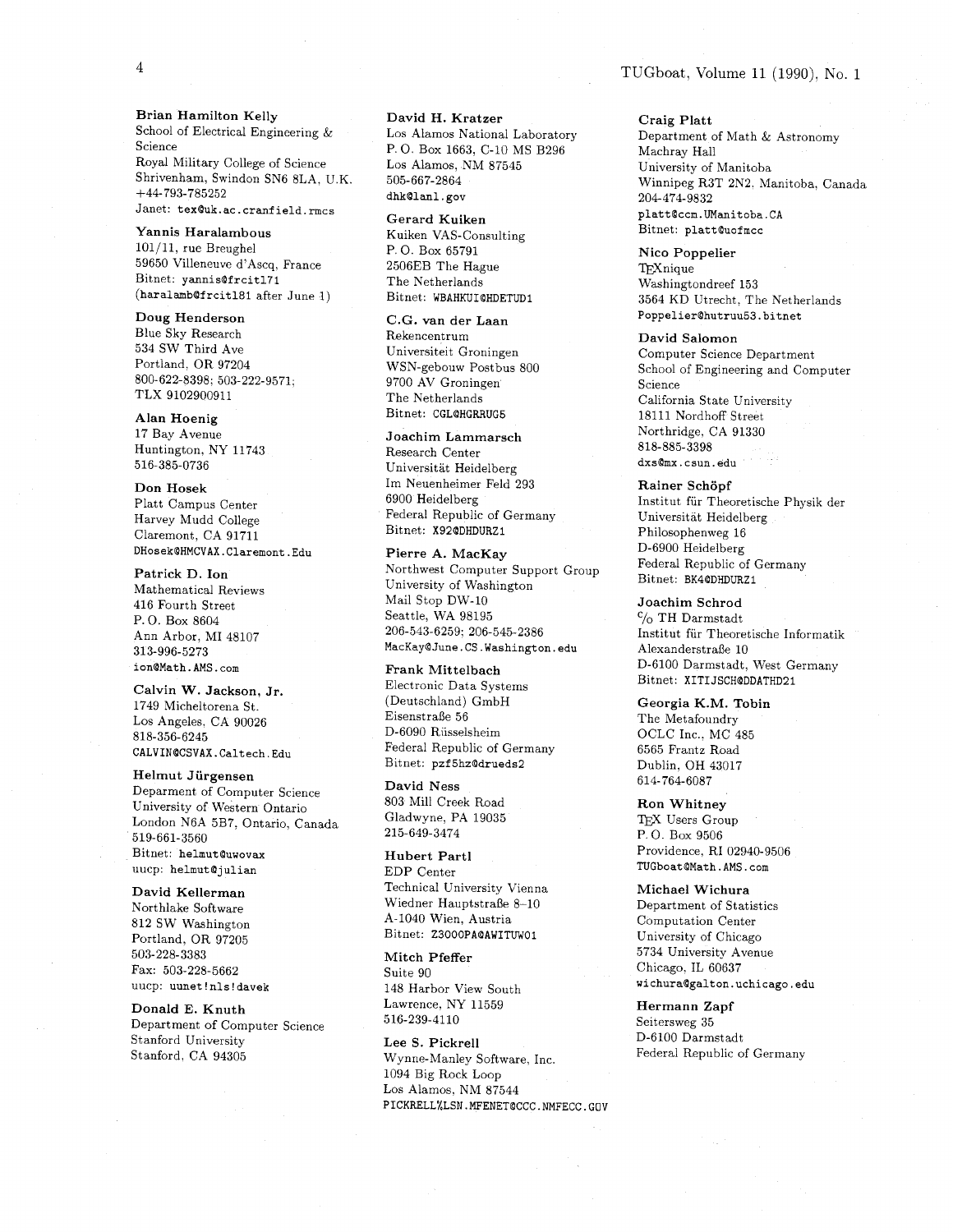**Brian Hamilton Kelly**
School of Electrical Engineering & Science
Royal Military College of Science
Shrivenham, Swindon SN6 8LA, U.K.
+44-793-785252
Janet: `tex@uk.ac.cranfield.rmcs`

**Yannis Haralambous**
101/11, rue Breughel
59650 Villeneuve d'Ascq, France
Bitnet: `yannis@frcitl71`
(`haralamb@frcitl81` after June 1)

**Doug Henderson**
Blue Sky Research
534 SW Third Ave
Portland, OR 97204
800-622-8398; 503-222-9571;
TLX 9102900911

**Alan Hoenig**
17 Bay Avenue
Huntington, NY 11743
516-385-0736

**Don Hosek**
Platt Campus Center
Harvey Mudd College
Claremont, CA 91711
`DHosek@HMCVAX.Claremont.Edu`

**Patrick D. Ion**
Mathematical Reviews
416 Fourth Street
P.O. Box 8604
Ann Arbor, MI 48107
313-996-5273
`ion@Math.AMS.com`

**Calvin W. Jackson, Jr.**
1749 Micheltorena St.
Los Angeles, CA 90026
818-356-6245
`CALVIN@CSVAX.Caltech.Edu`

**Helmut Jürgensen**
Deparment of Computer Science
University of Western Ontario
London N6A 5B7, Ontario, Canada
519-661-3560
Bitnet: `helmut@uwovax`
uucp: `helmut@julian`

**David Kellerman**
Northlake Software
812 SW Washington
Portland, OR 97205
503-228-3383
Fax: 503-228-5662
uucp: `uunet!nls!davek`

**Donald E. Knuth**
Department of Computer Science
Stanford University
Stanford, CA 94305

**David H. Kratzer**
Los Alamos National Laboratory
P.O. Box 1663, C-10 MS B296
Los Alamos, NM 87545
505-667-2864
`dhk@lanl.gov`

**Gerard Kuiken**
Kuiken VAS-Consulting
P.O. Box 65791
2506EB The Hague
The Netherlands
Bitnet: `WBAHKUI@HDETUD1`

**C.G. van der Laan**
Rekencentrum
Universiteit Groningen
WSN-gebouw Postbus 800
9700 AV Groningen
The Netherlands
Bitnet: `CGL@HGRRUG5`

**Joachim Lammarsch**
Research Center
Universität Heidelberg
Im Neuenheimer Feld 293
6900 Heidelberg
Federal Republic of Germany
Bitnet: `X92@DHDURZ1`

**Pierre A. MacKay**
Northwest Computer Support Group
University of Washington
Mail Stop DW-10
Seattle, WA 98195
206-543-6259; 206-545-2386
`MacKay@June.CS.Washington.edu`

**Frank Mittelbach**
Electronic Data Systems (Deutschland) GmbH
Eisenstraße 56
D-6090 Rüsselsheim
Federal Republic of Germany
Bitnet: `pzf5hz@drueds2`

**David Ness**
803 Mill Creek Road
Gladwyne, PA 19035
215-649-3474

**Hubert Partl**
EDP Center
Technical University Vienna
Wiedner Hauptstraße 8–10
A-1040 Wien, Austria
Bitnet: `Z3000PA@AWITUW01`

**Mitch Pfeffer**
Suite 90
148 Harbor View South
Lawrence, NY 11559
516-239-4110

**Lee S. Pickrell**
Wynne-Manley Software, Inc.
1094 Big Rock Loop
Los Alamos, NM 87544
`PICKRELL%LSN.MFENET@CCC.NMFECC.GOV`

**Craig Platt**
Department of Math & Astronomy
Machray Hall
University of Manitoba
Winnipeg R3T 2N2, Manitoba, Canada
204-474-9832
`platt@ccm.UManitoba.CA`
Bitnet: `platt@uofmcc`

**Nico Poppelier**
TEXnique
Washingtondreef 153
3564 KD Utrecht, The Netherlands
`Poppelier@hutruu53.bitnet`

**David Salomon**
Computer Science Department
School of Engineering and Computer Science
California State University
18111 Nordhoff Street
Northridge, CA 91330
818-885-3398
`dxs@mx.csun.edu`

**Rainer Schöpf**
Institut für Theoretische Physik der Universität Heidelberg
Philosophenweg 16
D-6900 Heidelberg
Federal Republic of Germany
Bitnet: `BK4@DHDURZ1`

**Joachim Schrod**
c/o TH Darmstadt
Institut für Theoretische Informatik
Alexanderstraße 10
D-6100 Darmstadt, West Germany
Bitnet: `XITIJSCH@DDATHD21`

**Georgia K.M. Tobin**
The Metafoundry
OCLC Inc., MC 485
6565 Frantz Road
Dublin, OH 43017
614-764-6087

**Ron Whitney**
TEX Users Group
P.O. Box 9506
Providence, RI 02940-9506
`TUGboat@Math.AMS.com`

**Michael Wichura**
Department of Statistics
Computation Center
University of Chicago
5734 University Avenue
Chicago, IL 60637
`wichura@galton.uchicago.edu`

**Hermann Zapf**
Seitersweg 35
D-6100 Darmstadt
Federal Republic of Germany